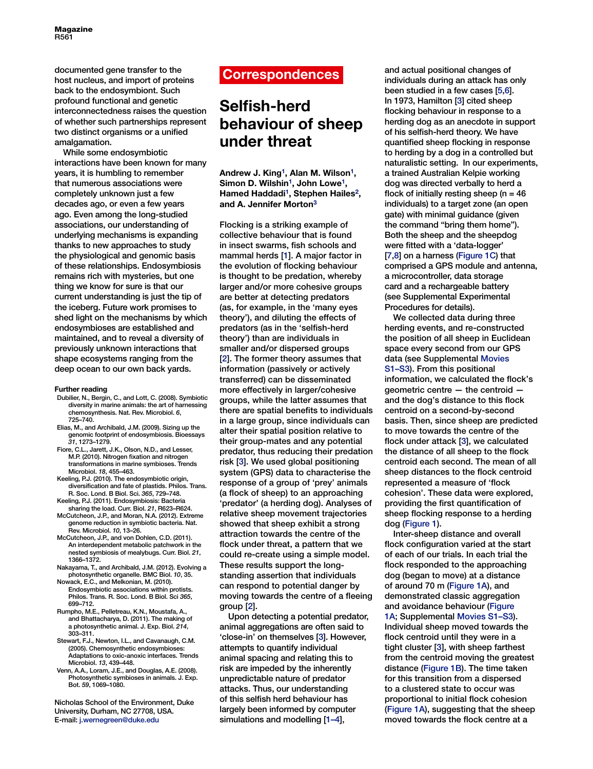documented gene transfer to the host nucleus, and import of proteins back to the endosymbiont. Such profound functional and genetic interconnectedness raises the question of whether such partnerships represent two distinct organisms or a unified amalgamation.

While some endosymbiotic interactions have been known for many years, it is humbling to remember that numerous associations were completely unknown just a few decades ago, or even a few years ago. Even among the long-studied associations, our understanding of underlying mechanisms is expanding thanks to new approaches to study the physiological and genomic basis of these relationships. Endosymbiosis remains rich with mysteries, but one thing we know for sure is that our current understanding is just the tip of the iceberg. Future work promises to shed light on the mechanisms by which endosymbioses are established and maintained, and to reveal a diversity of previously unknown interactions that shape ecosystems ranging from the deep ocean to our own back yards.

#### Further reading

- Dubilier, N., Bergin, C., and Lott, C. (2008). Symbiotic diversity in marine animals: the art of harnessing chemosynthesis. Nat. Rev. Microbiol. *6*, 725–740.
- Elias, M., and Archibald, J.M. (2009). Sizing up the genomic footprint of endosymbiosis. Bioessays *31*, 1273–1279.
- Fiore, C.L., Jarett, J.K., Olson, N.D., and Lesser, M.P. (2010). Nitrogen fixation and nitrogen transformations in marine symbioses. Trends Microbiol. *18*, 455–463.
- Keeling, P.J. (2010). The endosymbiotic origin, diversification and fate of plastids. Philos. Trans. R. Soc. Lond. B Biol. Sci. *365*, 729–748.
- Keeling, P.J. (2011). Endosymbiosis: Bacteria sharing the load. Curr. Biol. *21*, R623–R624.
- McCutcheon, J.P., and Moran, N.A. (2012). Extreme genome reduction in symbiotic bacteria. Nat. Rev. Microbiol. *10*, 13–26.
- McCutcheon, J.P., and von Dohlen, C.D. (2011). An interdependent metabolic patchwork in the nested symbiosis of mealybugs. Curr. Biol. *21*, 1366–1372.
- Nakayama, T., and Archibald, J.M. (2012). Evolving a photosynthetic organelle. BMC Biol. *10*, 35.
- Nowack, E.C., and Melkonian, M. (2010). Endosymbiotic associations within protists. Philos. Trans. R. Soc. Lond. B Biol. Sci *365*, 699–712.
- Rumpho, M.E., Pelletreau, K.N., Moustafa, A., and Bhattacharya, D. (2011). The making of a photosynthetic animal. J. Exp. Biol. *214*, 303–311.
- Stewart, F.J., Newton, I.L., and Cavanaugh, C.M. (2005). Chemosynthetic endosymbioses: Adaptations to oxic-anoxic interfaces. Trends Microbiol. *13*, 439–448.
- Venn, A.A., Loram, J.E., and Douglas, A.E. (2008). Photosynthetic symbioses in animals. J. Exp. Bot. *59*, 1069–1080.

Nicholas School of the Environment, Duke University, Durham, NC 27708, USA.
E-mail: j.wernegreen@duke.edu

## Correspondences

# Selfish-herd behaviour of sheep under threat

**Andrew J. King[1], Alan M. Wilson[1], Simon D. Wilshin[1], John Lowe[1], Hamed Haddadi[1], Stephen Hailes[2], and A. Jennifer Morton[3]**

Flocking is a striking example of collective behaviour that is found in insect swarms, fish schools and mammal herds [1]. A major factor in the evolution of flocking behaviour is thought to be predation, whereby larger and/or more cohesive groups are better at detecting predators (as, for example, in the 'many eyes theory'), and diluting the effects of predators (as in the 'selfish-herd theory') than are individuals in smaller and/or dispersed groups [2]. The former theory assumes that information (passively or actively transferred) can be disseminated more effectively in larger/cohesive groups, while the latter assumes that there are spatial benefits to individuals in a large group, since individuals can alter their spatial position relative to their group-mates and any potential predator, thus reducing their predation risk [3]. We used global positioning system (GPS) data to characterise the response of a group of 'prey' animals (a flock of sheep) to an approaching 'predator' (a herding dog). Analyses of relative sheep movement trajectories showed that sheep exhibit a strong attraction towards the centre of the flock under threat, a pattern that we could re-create using a simple model. These results support the long-standing assertion that individuals can respond to potential danger by moving towards the centre of a fleeing group [2].

Upon detecting a potential predator, animal aggregations are often said to 'close-in' on themselves [3]. However, attempts to quantify individual animal spacing and relating this to risk are impeded by the inherently unpredictable nature of predator attacks. Thus, our understanding of this selfish herd behaviour has largely been informed by computer simulations and modelling [1–4], and actual positional changes of individuals during an attack has only been studied in a few cases [5,6]. In 1973, Hamilton [3] cited sheep flocking behaviour in response to a herding dog as an anecdote in support of his selfish-herd theory. We have quantified sheep flocking in response to herding by a dog in a controlled but naturalistic setting. In our experiments, a trained Australian Kelpie working dog was directed verbally to herd a flock of initially resting sheep (n = 46 individuals) to a target zone (an open gate) with minimal guidance (given the command "bring them home"). Both the sheep and the sheepdog were fitted with a 'data-logger' [7,8] on a harness (Figure 1C) that comprised a GPS module and antenna, a microcontroller, data storage card and a rechargeable battery (see Supplemental Experimental Procedures for details).

We collected data during three herding events, and re-constructed the position of all sheep in Euclidean space every second from our GPS data (see Supplemental Movies S1–S3). From this positional information, we calculated the flock's geometric centre — the centroid — and the dog's distance to this flock centroid on a second-by-second basis. Then, since sheep are predicted to move towards the centre of the flock under attack [3], we calculated the distance of all sheep to the flock centroid each second. The mean of all sheep distances to the flock centroid represented a measure of 'flock cohesion'. These data were explored, providing the first quantification of sheep flocking response to a herding dog (Figure 1).

Inter-sheep distance and overall flock configuration varied at the start of each of our trials. In each trial the flock responded to the approaching dog (began to move) at a distance of around 70 m (Figure 1A), and demonstrated classic aggregation and avoidance behaviour (Figure 1A; Supplemental Movies S1–S3). Individual sheep moved towards the flock centroid until they were in a tight cluster [3], with sheep farthest from the centroid moving the greatest distance (Figure 1B). The time taken for this transition from a dispersed to a clustered state to occur was proportional to initial flock cohesion (Figure 1A), suggesting that the sheep moved towards the flock centre at a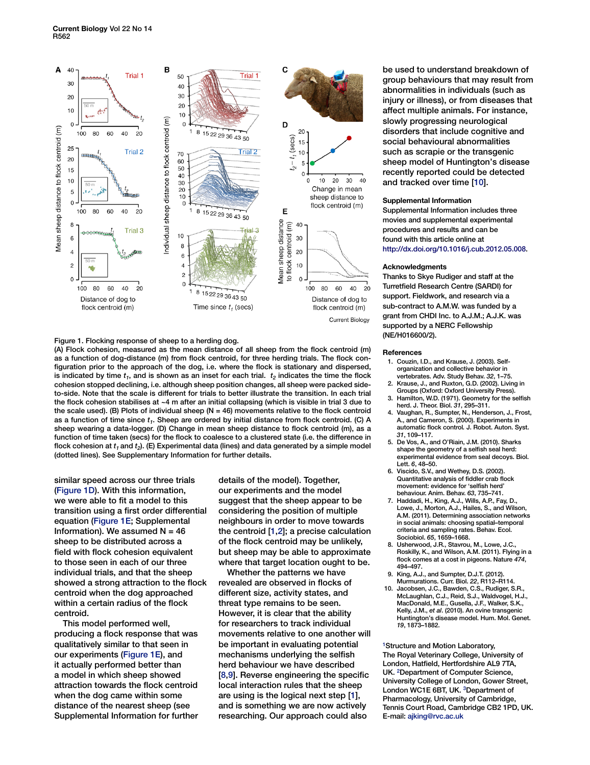A
Trial 1
Trial 2
Trial 3
Mean sheep distance to flock centroid (m)
Distance of dog to flock centroid (m)

B
Trial 1
Trial 2
Trial 3
Individual sheep distance to flock centroid (m)
Time since $t_1$ (secs)

C

D
$t_2 - t_1$ (secs)
Change in mean sheep distance to flock centroid (m)

E
Mean sheep distance to flock centroid (m)
Distance of dog to flock centroid (m)

Current Biology

Figure 1. Flocking response of sheep to a herding dog.
(A) Flock cohesion, measured as the mean distance of all sheep from the flock centroid (m) as a function of dog-distance (m) from flock centroid, for three herding trials. The flock configuration prior to the approach of the dog, i.e. where the flock is stationary and dispersed, is indicated by time $t_1$, and is shown as an inset for each trial. $t_2$ indicates the time the flock cohesion stopped declining, i.e. although sheep position changes, all sheep were packed side-to-side. Note that the scale is different for trials to better illustrate the transition. In each trial the flock cohesion stabilises at ~4 m after an initial collapsing (which is visible in trial 3 due to the scale used). (B) Plots of individual sheep (N = 46) movements relative to the flock centroid as a function of time since $t_1$. Sheep are ordered by initial distance from flock centroid. (C) A sheep wearing a data-logger. (D) Change in mean sheep distance to flock centroid (m), as a function of time taken (secs) for the flock to coalesce to a clustered state (i.e. the difference in flock cohesion at $t_1$ and $t_2$). (E) Experimental data (lines) and data generated by a simple model (dotted lines). See Supplementary Information for further details.

similar speed across our three trials (Figure 1D). With this information, we were able to fit a model to this transition using a first order differential equation (Figure 1E; Supplemental Information). We assumed N = 46 sheep to be distributed across a field with flock cohesion equivalent to those seen in each of our three individual trials, and that the sheep showed a strong attraction to the flock centroid when the dog approached within a certain radius of the flock centroid.

This model performed well, producing a flock response that was qualitatively similar to that seen in our experiments (Figure 1E), and it actually performed better than a model in which sheep showed attraction towards the flock centroid when the dog came within some distance of the nearest sheep (see Supplemental Information for further details of the model). Together, our experiments and the model suggest that the sheep appear to be considering the position of multiple neighbours in order to move towards the centroid [1,2]; a precise calculation of the flock centroid may be unlikely, but sheep may be able to approximate where that target location ought to be.

Whether the patterns we have revealed are observed in flocks of different size, activity states, and threat type remains to be seen. However, it is clear that the ability for researchers to track individual movements relative to one another will be important in evaluating potential mechanisms underlying the selfish herd behaviour we have described [8,9]. Reverse engineering the specific local interaction rules that the sheep are using is the logical next step [1], and is something we are now actively researching. Our approach could also be used to understand breakdown of group behaviours that may result from abnormalities in individuals (such as injury or illness), or from diseases that affect multiple animals. For instance, slowly progressing neurological disorders that include cognitive and social behavioural abnormalities such as scrapie or the transgenic sheep model of Huntington's disease recently reported could be detected and tracked over time [10].

### Supplemental Information

Supplemental Information includes three movies and supplemental experimental procedures and results and can be found with this article online at http://dx.doi.org/10.1016/j.cub.2012.05.008.

### Acknowledgments

Thanks to Skye Rudiger and staff at the Turretfield Research Centre (SARDI) for support. Fieldwork, and research via a sub-contract to A.M.W. was funded by a grant from CHDI Inc. to A.J.M.; A.J.K. was supported by a NERC Fellowship (NE/H016600/2).

### References

1. Couzin, I.D., and Krause, J. (2003). Self-organization and collective behavior in vertebrates. Adv. Study Behav. *32*, 1–75.
2. Krause, J., and Ruxton, G.D. (2002). Living in Groups (Oxford: Oxford University Press).
3. Hamilton, W.D. (1971). Geometry for the selfish herd. J. Theor. Biol. *31*, 295–311.
4. Vaughan, R., Sumpter, N., Henderson, J., Frost, A., and Cameron, S. (2000). Experiments in automatic flock control. J. Robot. Auton. Syst. *31*, 109–117.
5. De Vos, A., and O'Riain, J.M. (2010). Sharks shape the geometry of a selfish seal herd: experimental evidence from seal decoys. Biol. Lett. *6*, 48–50.
6. Viscido, S.V., and Wethey, D.S. (2002). Quantitative analysis of fiddler crab flock movement: evidence for 'selfish herd' behaviour. Anim. Behav. *63*, 735–741.
7. Haddadi, H., King, A.J., Wills, A.P., Fay, D., Lowe, J., Morton, A.J., Hailes, S., and Wilson, A.M. (2011). Determining association networks in social animals: choosing spatial–temporal criteria and sampling rates. Behav. Ecol. Sociobiol. *65*, 1659–1668.
8. Usherwood, J.R., Stavrou, M., Lowe, J.C., Roskilly, K., and Wilson, A.M. (2011). Flying in a flock comes at a cost in pigeons. Nature *474*, 494–497.
9. King, A.J., and Sumpter, D.J.T. (2012). Murmurations. Curr. Biol. *22*, R112–R114.
10. Jacobsen, J.C., Bawden, C.S., Rudiger, S.R., McLaughlan, C.J., Reid, S.J., Waldvogel, H.J., MacDonald, M.E., Gusella, J.F., Walker, S.K., Kelly, J.M., *et al.* (2010). An ovine transgenic Huntington's disease model. Hum. Mol. Genet. *19*, 1873–1882.

[1]Structure and Motion Laboratory, The Royal Veterinary College, University of London, Hatfield, Hertfordshire AL9 7TA, UK. [2]Department of Computer Science, University College of London, Gower Street, London WC1E 6BT, UK. [3]Department of Pharmacology, University of Cambridge, Tennis Court Road, Cambridge CB2 1PD, UK.
E-mail: ajking@rvc.ac.uk